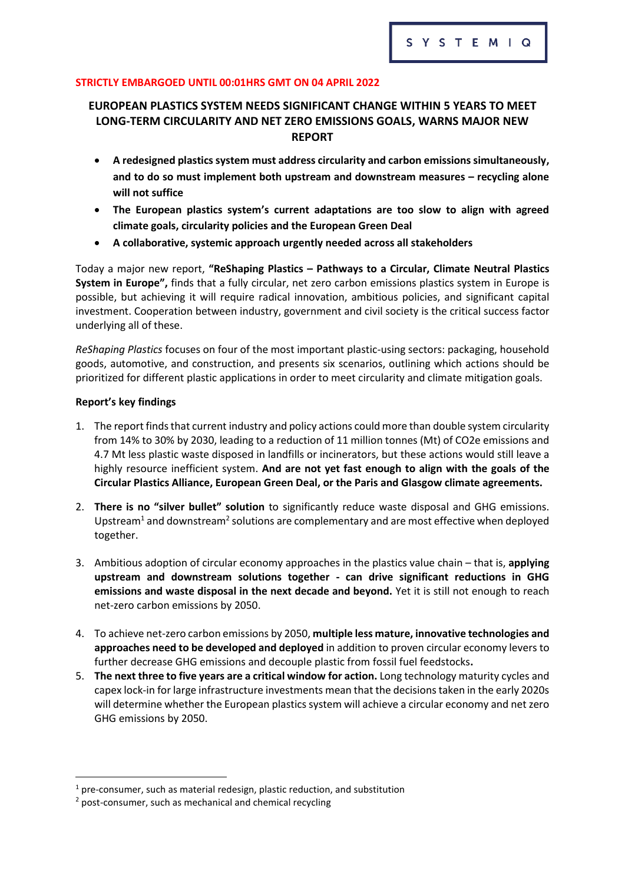SYSTEMIQ

**STRICTLY EMBARGOED UNTIL 00:01HRS GMT ON 04 APRIL 2022**

# EUROPEAN PLASTICS SYSTEM NEEDS SIGNIFICANT CHANGE WITHIN 5 YEARS TO MEET LONG-TERM CIRCULARITY AND NET ZERO EMISSIONS GOALS, WARNS MAJOR NEW REPORT

- **A redesigned plastics system must address circularity and carbon emissions simultaneously, and to do so must implement both upstream and downstream measures – recycling alone will not suffice**
- **The European plastics system's current adaptations are too slow to align with agreed climate goals, circularity policies and the European Green Deal**
- **A collaborative, systemic approach urgently needed across all stakeholders**

Today a major new report, **"ReShaping Plastics – Pathways to a Circular, Climate Neutral Plastics System in Europe",** finds that a fully circular, net zero carbon emissions plastics system in Europe is possible, but achieving it will require radical innovation, ambitious policies, and significant capital investment. Cooperation between industry, government and civil society is the critical success factor underlying all of these.

*ReShaping Plastics* focuses on four of the most important plastic-using sectors: packaging, household goods, automotive, and construction, and presents six scenarios, outlining which actions should be prioritized for different plastic applications in order to meet circularity and climate mitigation goals.

**Report's key findings**

1. The report finds that current industry and policy actions could more than double system circularity from 14% to 30% by 2030, leading to a reduction of 11 million tonnes (Mt) of $CO_2e$ emissions and 4.7 Mt less plastic waste disposed in landfills or incinerators, but these actions would still leave a highly resource inefficient system. **And are not yet fast enough to align with the goals of the Circular Plastics Alliance, European Green Deal, or the Paris and Glasgow climate agreements.**

2. **There is no "silver bullet" solution** to significantly reduce waste disposal and GHG emissions. Upstream[1] and downstream[2] solutions are complementary and are most effective when deployed together.

3. Ambitious adoption of circular economy approaches in the plastics value chain – that is, **applying upstream and downstream solutions together - can drive significant reductions in GHG emissions and waste disposal in the next decade and beyond.** Yet it is still not enough to reach net-zero carbon emissions by 2050.

4. To achieve net-zero carbon emissions by 2050, **multiple less mature, innovative technologies and approaches need to be developed and deployed** in addition to proven circular economy levers to further decrease GHG emissions and decouple plastic from fossil fuel feedstocks**.**

5. **The next three to five years are a critical window for action.** Long technology maturity cycles and capex lock-in for large infrastructure investments mean that the decisions taken in the early 2020s will determine whether the European plastics system will achieve a circular economy and net zero GHG emissions by 2050.

---

[1] pre-consumer, such as material redesign, plastic reduction, and substitution

[2] post-consumer, such as mechanical and chemical recycling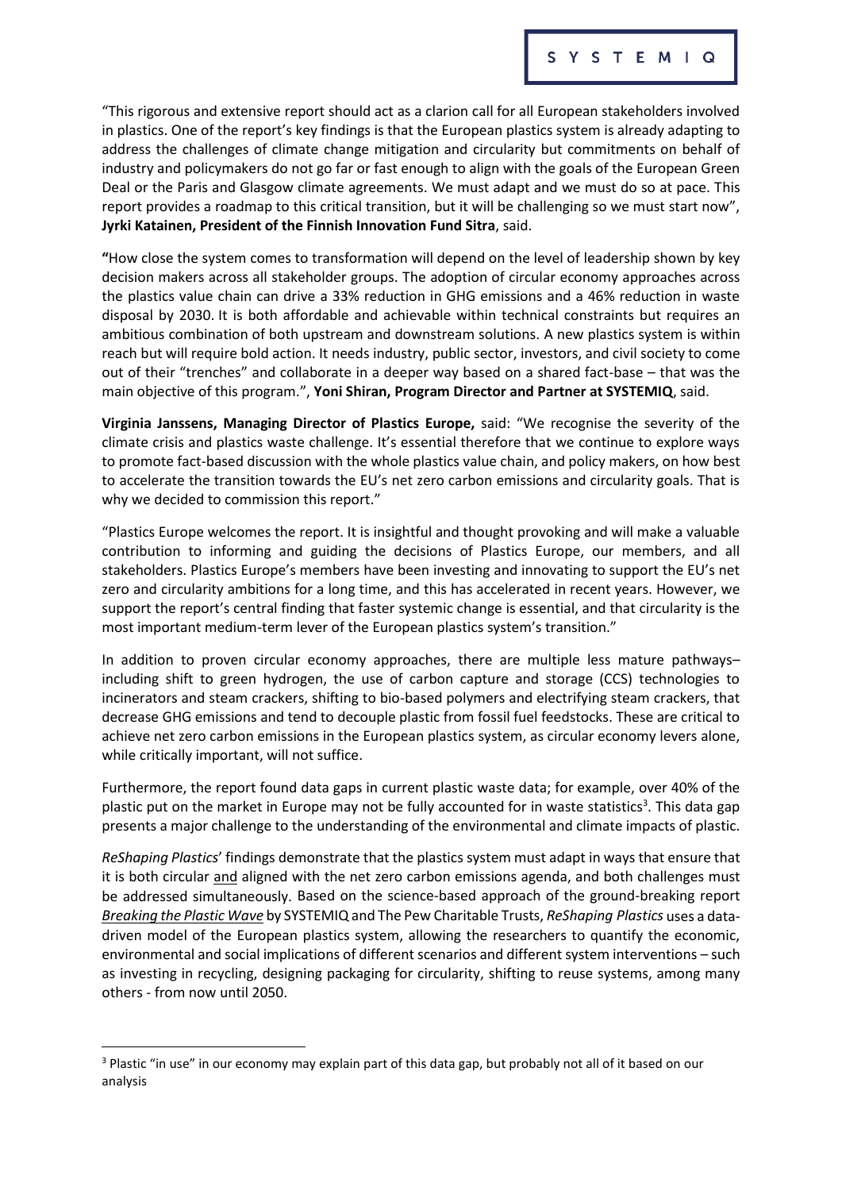"This rigorous and extensive report should act as a clarion call for all European stakeholders involved in plastics. One of the report's key findings is that the European plastics system is already adapting to address the challenges of climate change mitigation and circularity but commitments on behalf of industry and policymakers do not go far or fast enough to align with the goals of the European Green Deal or the Paris and Glasgow climate agreements. We must adapt and we must do so at pace. This report provides a roadmap to this critical transition, but it will be challenging so we must start now", **Jyrki Katainen, President of the Finnish Innovation Fund Sitra**, said.

**"**How close the system comes to transformation will depend on the level of leadership shown by key decision makers across all stakeholder groups. The adoption of circular economy approaches across the plastics value chain can drive a 33% reduction in GHG emissions and a 46% reduction in waste disposal by 2030. It is both affordable and achievable within technical constraints but requires an ambitious combination of both upstream and downstream solutions. A new plastics system is within reach but will require bold action. It needs industry, public sector, investors, and civil society to come out of their "trenches" and collaborate in a deeper way based on a shared fact-base – that was the main objective of this program.", **Yoni Shiran, Program Director and Partner at SYSTEMIQ**, said.

**Virginia Janssens, Managing Director of Plastics Europe,** said: "We recognise the severity of the climate crisis and plastics waste challenge. It's essential therefore that we continue to explore ways to promote fact-based discussion with the whole plastics value chain, and policy makers, on how best to accelerate the transition towards the EU's net zero carbon emissions and circularity goals. That is why we decided to commission this report."

"Plastics Europe welcomes the report. It is insightful and thought provoking and will make a valuable contribution to informing and guiding the decisions of Plastics Europe, our members, and all stakeholders. Plastics Europe's members have been investing and innovating to support the EU's net zero and circularity ambitions for a long time, and this has accelerated in recent years. However, we support the report's central finding that faster systemic change is essential, and that circularity is the most important medium-term lever of the European plastics system's transition."

In addition to proven circular economy approaches, there are multiple less mature pathways– including shift to green hydrogen, the use of carbon capture and storage (CCS) technologies to incinerators and steam crackers, shifting to bio-based polymers and electrifying steam crackers, that decrease GHG emissions and tend to decouple plastic from fossil fuel feedstocks. These are critical to achieve net zero carbon emissions in the European plastics system, as circular economy levers alone, while critically important, will not suffice.

Furthermore, the report found data gaps in current plastic waste data; for example, over 40% of the plastic put on the market in Europe may not be fully accounted for in waste statistics[3]. This data gap presents a major challenge to the understanding of the environmental and climate impacts of plastic.

*ReShaping Plastics*' findings demonstrate that the plastics system must adapt in ways that ensure that it is both circular and aligned with the net zero carbon emissions agenda, and both challenges must be addressed simultaneously. Based on the science-based approach of the ground-breaking report *Breaking the Plastic Wave* by SYSTEMIQ and The Pew Charitable Trusts, *ReShaping Plastics* uses a data-driven model of the European plastics system, allowing the researchers to quantify the economic, environmental and social implications of different scenarios and different system interventions – such as investing in recycling, designing packaging for circularity, shifting to reuse systems, among many others - from now until 2050.

[3] Plastic "in use" in our economy may explain part of this data gap, but probably not all of it based on our analysis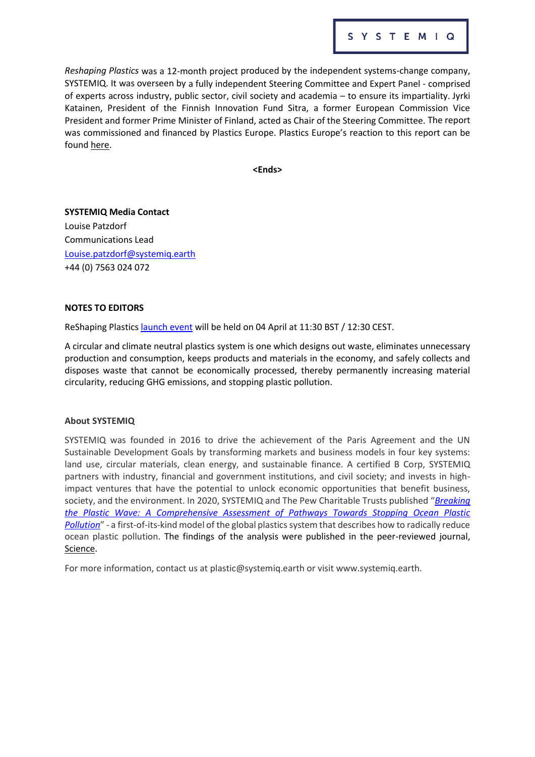*Reshaping Plastics* was a 12-month project produced by the independent systems-change company, SYSTEMIQ. It was overseen by a fully independent Steering Committee and Expert Panel - comprised of experts across industry, public sector, civil society and academia – to ensure its impartiality. Jyrki Katainen, President of the Finnish Innovation Fund Sitra, a former European Commission Vice President and former Prime Minister of Finland, acted as Chair of the Steering Committee. The report was commissioned and financed by Plastics Europe. Plastics Europe's reaction to this report can be found here.

**<Ends>**

**SYSTEMIQ Media Contact**
Louise Patzdorf
Communications Lead
Louise.patzdorf@systemiq.earth
+44 (0) 7563 024 072

**NOTES TO EDITORS**

ReShaping Plastics launch event will be held on 04 April at 11:30 BST / 12:30 CEST.

A circular and climate neutral plastics system is one which designs out waste, eliminates unnecessary production and consumption, keeps products and materials in the economy, and safely collects and disposes waste that cannot be economically processed, thereby permanently increasing material circularity, reducing GHG emissions, and stopping plastic pollution.

**About SYSTEMIQ**

SYSTEMIQ was founded in 2016 to drive the achievement of the Paris Agreement and the UN Sustainable Development Goals by transforming markets and business models in four key systems: land use, circular materials, clean energy, and sustainable finance. A certified B Corp, SYSTEMIQ partners with industry, financial and government institutions, and civil society; and invests in high-impact ventures that have the potential to unlock economic opportunities that benefit business, society, and the environment. In 2020, SYSTEMIQ and The Pew Charitable Trusts published "*Breaking the Plastic Wave: A Comprehensive Assessment of Pathways Towards Stopping Ocean Plastic Pollution*" - a first-of-its-kind model of the global plastics system that describes how to radically reduce ocean plastic pollution. The findings of the analysis were published in the peer-reviewed journal, Science.

For more information, contact us at plastic@systemiq.earth or visit www.systemiq.earth.